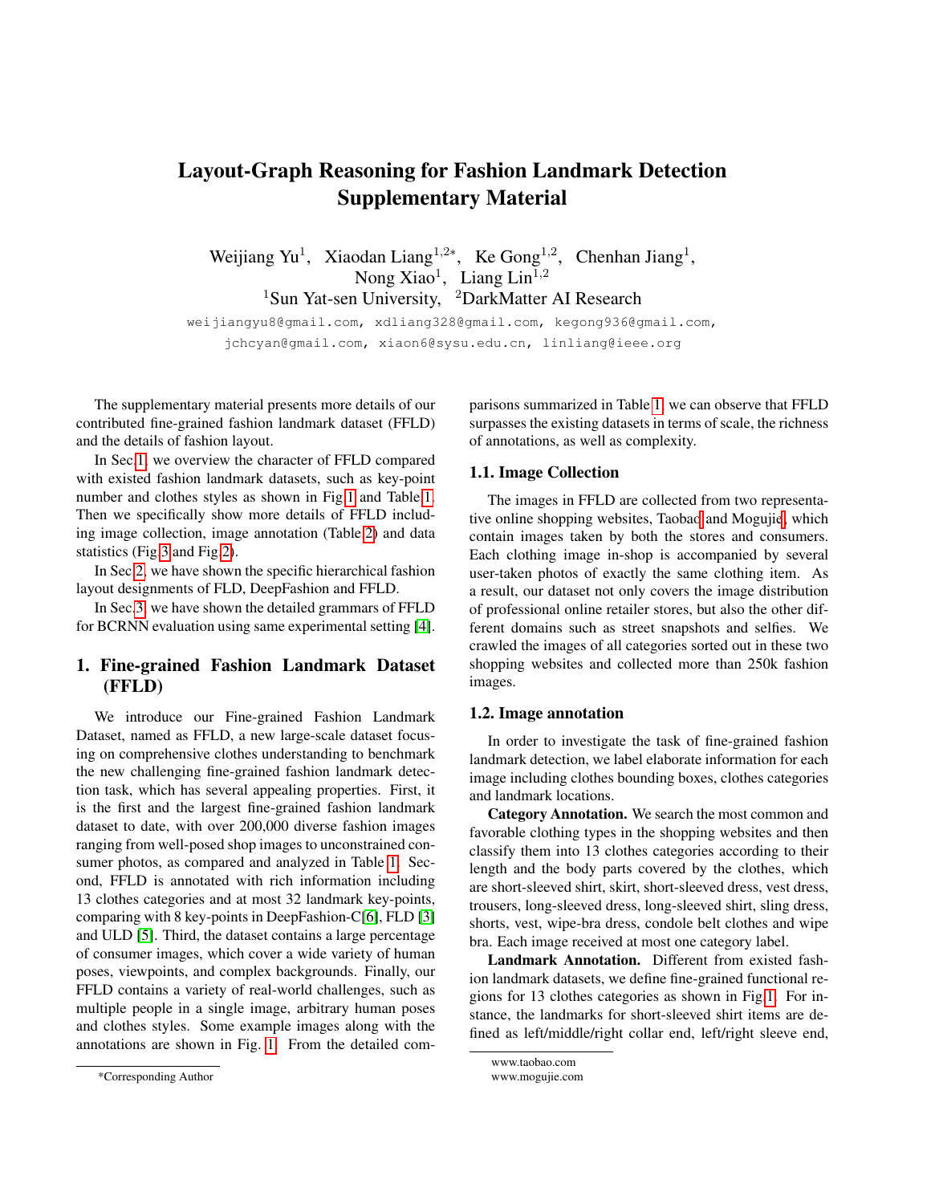# Layout-Graph Reasoning for Fashion Landmark Detection Supplementary Material

Weijiang Yu[1], Xiaodan Liang[1,2*], Ke Gong[1,2], Chenhan Jiang[1], Nong Xiao[1], Liang Lin[1,2]

[1]Sun Yat-sen University, [2]DarkMatter AI Research

weijiangyu8@gmail.com, xdliang328@gmail.com, kegong936@gmail.com, jchcyan@gmail.com, xiaon6@sysu.edu.cn, linliang@ieee.org

The supplementary material presents more details of our contributed fine-grained fashion landmark dataset (FFLD) and the details of fashion layout.

In Sec 1, we overview the character of FFLD compared with existed fashion landmark datasets, such as key-point number and clothes styles as shown in Fig 1 and Table 1. Then we specifically show more details of FFLD including image collection, image annotation (Table 2) and data statistics (Fig 3 and Fig 2).

In Sec 2, we have shown the specific hierarchical fashion layout designments of FLD, DeepFashion and FFLD.

In Sec 3, we have shown the detailed grammars of FFLD for BCRNN evaluation using same experimental setting [4].

## 1. Fine-grained Fashion Landmark Dataset (FFLD)

We introduce our Fine-grained Fashion Landmark Dataset, named as FFLD, a new large-scale dataset focusing on comprehensive clothes understanding to benchmark the new challenging fine-grained fashion landmark detection task, which has several appealing properties. First, it is the first and the largest fine-grained fashion landmark dataset to date, with over 200,000 diverse fashion images ranging from well-posed shop images to unconstrained consumer photos, as compared and analyzed in Table 1. Second, FFLD is annotated with rich information including 13 clothes categories and at most 32 landmark key-points, comparing with 8 key-points in DeepFashion-C[6], FLD [3] and ULD [5]. Third, the dataset contains a large percentage of consumer images, which cover a wide variety of human poses, viewpoints, and complex backgrounds. Finally, our FFLD contains a variety of real-world challenges, such as multiple people in a single image, arbitrary human poses and clothes styles. Some example images along with the annotations are shown in Fig. 1. From the detailed comparisons summarized in Table 1, we can observe that FFLD surpasses the existing datasets in terms of scale, the richness of annotations, as well as complexity.

### 1.1. Image Collection

The images in FFLD are collected from two representative online shopping websites, Taobao[1] and Mogujie[2], which contain images taken by both the stores and consumers. Each clothing image in-shop is accompanied by several user-taken photos of exactly the same clothing item. As a result, our dataset not only covers the image distribution of professional online retailer stores, but also the other different domains such as street snapshots and selfies. We crawled the images of all categories sorted out in these two shopping websites and collected more than 250k fashion images.

### 1.2. Image annotation

In order to investigate the task of fine-grained fashion landmark detection, we label elaborate information for each image including clothes bounding boxes, clothes categories and landmark locations.

**Category Annotation.** We search the most common and favorable clothing types in the shopping websites and then classify them into 13 clothes categories according to their length and the body parts covered by the clothes, which are short-sleeved shirt, skirt, short-sleeved dress, vest dress, trousers, long-sleeved dress, long-sleeved shirt, sling dress, shorts, vest, wipe-bra dress, condole belt clothes and wipe bra. Each image received at most one category label.

**Landmark Annotation.** Different from existed fashion landmark datasets, we define fine-grained functional regions for 13 clothes categories as shown in Fig 1. For instance, the landmarks for short-sleeved shirt items are defined as left/middle/right collar end, left/right sleeve end,

*Corresponding Author

[1] www.taobao.com

[2] www.mogujie.com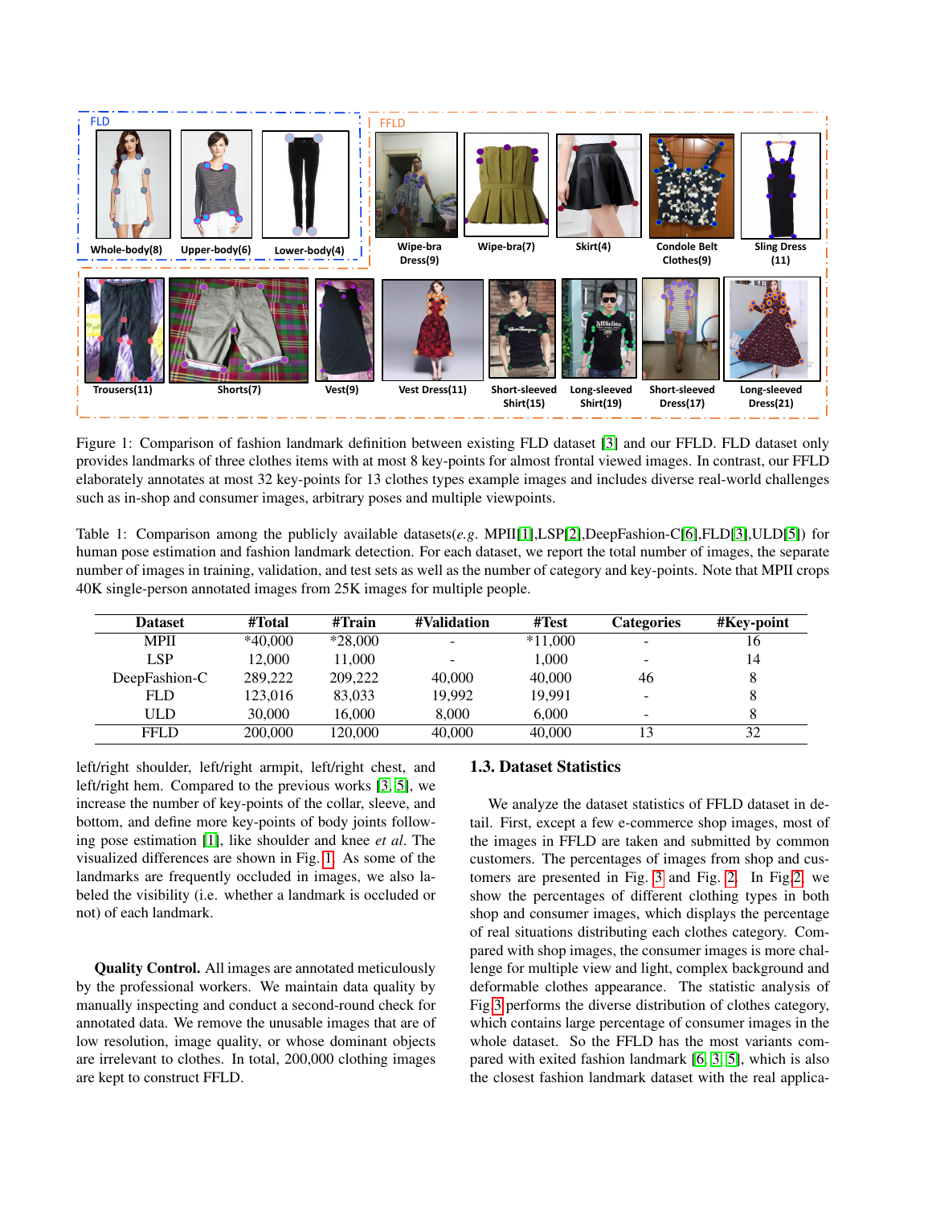Figure 1: Comparison of fashion landmark definition between existing FLD dataset [3] and our FFLD. FLD dataset only provides landmarks of three clothes items with at most 8 key-points for almost frontal viewed images. In contrast, our FFLD elaborately annotates at most 32 key-points for 13 clothes types example images and includes diverse real-world challenges such as in-shop and consumer images, arbitrary poses and multiple viewpoints.

Table 1: Comparison among the publicly available datasets(*e.g.* MPII[1],LSP[2],DeepFashion-C[6],FLD[3],ULD[5]) for human pose estimation and fashion landmark detection. For each dataset, we report the total number of images, the separate number of images in training, validation, and test sets as well as the number of category and key-points. Note that MPII crops 40K single-person annotated images from 25K images for multiple people.

| Dataset | #Total | #Train | #Validation | #Test | Categories | #Key-point |
|---|---|---|---|---|---|---|
| MPII | *40,000 | *28,000 | - | *11,000 | - | 16 |
| LSP | 12,000 | 11,000 | - | 1,000 | - | 14 |
| DeepFashion-C | 289,222 | 209,222 | 40,000 | 40,000 | 46 | 8 |
| FLD | 123,016 | 83,033 | 19,992 | 19,991 | - | 8 |
| ULD | 30,000 | 16,000 | 8,000 | 6,000 | - | 8 |
| FFLD | 200,000 | 120,000 | 40,000 | 40,000 | 13 | 32 |

left/right shoulder, left/right armpit, left/right chest, and left/right hem. Compared to the previous works [3, 5], we increase the number of key-points of the collar, sleeve, and bottom, and define more key-points of body joints following pose estimation [1], like shoulder and knee *et al*. The visualized differences are shown in Fig. 1. As some of the landmarks are frequently occluded in images, we also labeled the visibility (i.e. whether a landmark is occluded or not) of each landmark.

**Quality Control.** All images are annotated meticulously by the professional workers. We maintain data quality by manually inspecting and conduct a second-round check for annotated data. We remove the unusable images that are of low resolution, image quality, or whose dominant objects are irrelevant to clothes. In total, 200,000 clothing images are kept to construct FFLD.

### 1.3. Dataset Statistics

We analyze the dataset statistics of FFLD dataset in detail. First, except a few e-commerce shop images, most of the images in FFLD are taken and submitted by common customers. The percentages of images from shop and customers are presented in Fig. 3 and Fig. 2. In Fig.2, we show the percentages of different clothing types in both shop and consumer images, which displays the percentage of real situations distributing each clothes category. Compared with shop images, the consumer images is more challenge for multiple view and light, complex background and deformable clothes appearance. The statistic analysis of Fig.3 performs the diverse distribution of clothes category, which contains large percentage of consumer images in the whole dataset. So the FFLD has the most variants compared with exited fashion landmark [6, 3, 5], which is also the closest fashion landmark dataset with the real applica-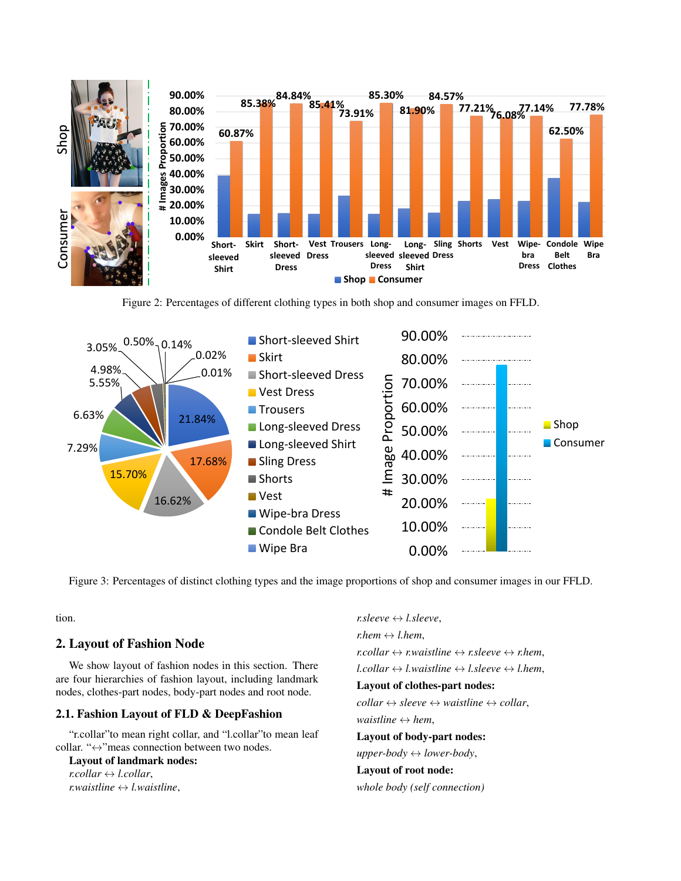Figure 2: Percentages of different clothing types in both shop and consumer images on FFLD.

Figure 3: Percentages of distinct clothing types and the image proportions of shop and consumer images in our FFLD.

tion.

## 2. Layout of Fashion Node

We show layout of fashion nodes in this section. There are four hierarchies of fashion layout, including landmark nodes, clothes-part nodes, body-part nodes and root node.

### 2.1. Fashion Layout of FLD & DeepFashion

"r.collar"to mean right collar, and "l.collar"to mean leaf collar. "↔"meas connection between two nodes.

**Layout of landmark nodes:**

*r.collar ↔ l.collar*,

*r.waistline ↔ l.waistline*,

*r.sleeve ↔ l.sleeve*,

*r.hem ↔ l.hem*,

*r.collar ↔ r.waistline ↔ r.sleeve ↔ r.hem*,

*l.collar ↔ l.waistline ↔ l.sleeve ↔ l.hem*,

**Layout of clothes-part nodes:**

*collar ↔ sleeve ↔ waistline ↔ collar*,

*waistline ↔ hem*,

**Layout of body-part nodes:**

*upper-body ↔ lower-body*,

**Layout of root node:**

*whole body (self connection)*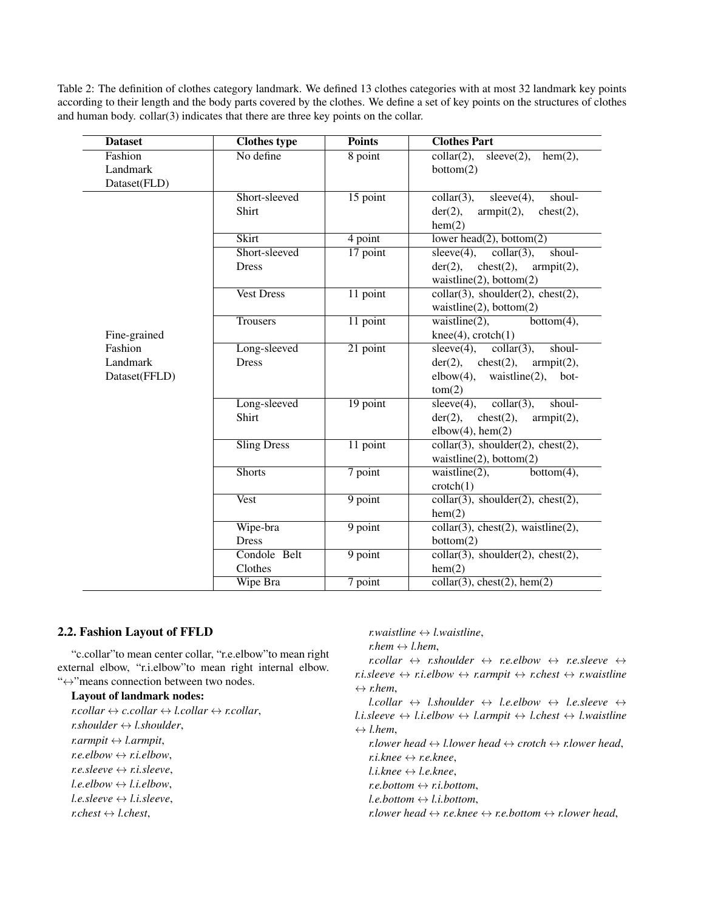Table 2: The definition of clothes category landmark. We defined 13 clothes categories with at most 32 landmark key points according to their length and the body parts covered by the clothes. We define a set of key points on the structures of clothes and human body. collar(3) indicates that there are three key points on the collar.

| Dataset | Clothes type | Points | Clothes Part |
|---|---|---|---|
| Fashion Landmark Dataset(FLD) | No define | 8 point | collar(2), sleeve(2), hem(2), bottom(2) |
| Fine-grained Fashion Landmark Dataset(FFLD) | Short-sleeved Shirt | 15 point | collar(3), sleeve(4), shoulder(2), armpit(2), chest(2), hem(2) |
| | Skirt | 4 point | lower head(2), bottom(2) |
| | Short-sleeved Dress | 17 point | sleeve(4), collar(3), shoulder(2), chest(2), armpit(2), waistline(2), bottom(2) |
| | Vest Dress | 11 point | collar(3), shoulder(2), chest(2), waistline(2), bottom(2) |
| | Trousers | 11 point | waistline(2), bottom(4), knee(4), crotch(1) |
| | Long-sleeved Dress | 21 point | sleeve(4), collar(3), shoulder(2), chest(2), armpit(2), elbow(4), waistline(2), bottom(2) |
| | Long-sleeved Shirt | 19 point | sleeve(4), collar(3), shoulder(2), chest(2), armpit(2), elbow(4), hem(2) |
| | Sling Dress | 11 point | collar(3), shoulder(2), chest(2), waistline(2), bottom(2) |
| | Shorts | 7 point | waistline(2), bottom(4), crotch(1) |
| | Vest | 9 point | collar(3), shoulder(2), chest(2), hem(2) |
| | Wipe-bra Dress | 9 point | collar(3), chest(2), waistline(2), bottom(2) |
| | Condole Belt Clothes | 9 point | collar(3), shoulder(2), chest(2), hem(2) |
| | Wipe Bra | 7 point | collar(3), chest(2), hem(2) |

## 2.2. Fashion Layout of FFLD

"c.collar"to mean center collar, "r.e.elbow"to mean right external elbow, "r.i.elbow"to mean right internal elbow. "↔"means connection between two nodes.

**Layout of landmark nodes:**

*r.collar* ↔ *c.collar* ↔ *l.collar* ↔ *r.collar*,
*r.shoulder* ↔ *l.shoulder*,
*r.armpit* ↔ *l.armpit*,
*r.e.elbow* ↔ *r.i.elbow*,
*r.e.sleeve* ↔ *r.i.sleeve*,
*l.e.elbow* ↔ *l.i.elbow*,
*l.e.sleeve* ↔ *l.i.sleeve*,
*r.chest* ↔ *l.chest*,
*r.waistline* ↔ *l.waistline*,
*r.hem* ↔ *l.hem*,
*r.collar* ↔ *r.shoulder* ↔ *r.e.elbow* ↔ *r.e.sleeve* ↔ *r.i.sleeve* ↔ *r.i.elbow* ↔ *r.armpit* ↔ *r.chest* ↔ *r.waistline* ↔ *r.hem*,
*l.collar* ↔ *l.shoulder* ↔ *l.e.elbow* ↔ *l.e.sleeve* ↔ *l.i.sleeve* ↔ *l.i.elbow* ↔ *l.armpit* ↔ *l.chest* ↔ *l.waistline* ↔ *l.hem*,
*r.lower head* ↔ *l.lower head* ↔ *crotch* ↔ *r.lower head*,
*r.i.knee* ↔ *r.e.knee*,
*l.i.knee* ↔ *l.e.knee*,
*r.e.bottom* ↔ *r.i.bottom*,
*l.e.bottom* ↔ *l.i.bottom*,
*r.lower head* ↔ *r.e.knee* ↔ *r.e.bottom* ↔ *r.lower head*,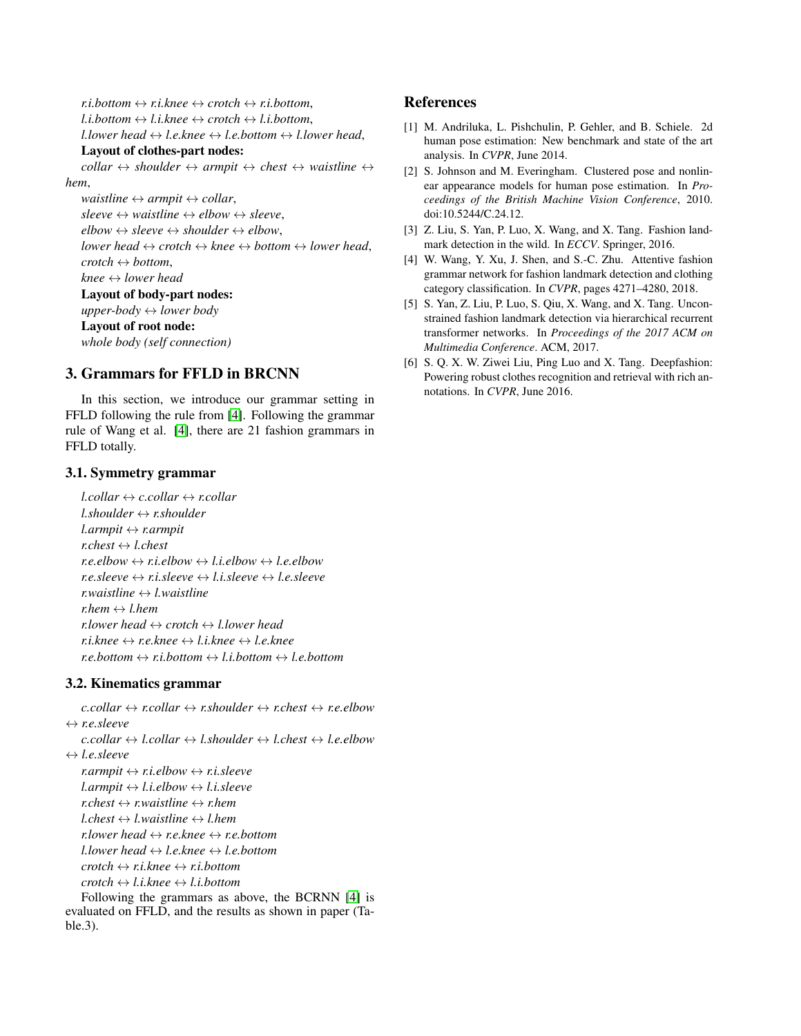*r.i.bottom* ↔ *r.i.knee* ↔ *crotch* ↔ *r.i.bottom*,
*l.i.bottom* ↔ *l.i.knee* ↔ *crotch* ↔ *l.i.bottom*,
*l.lower head* ↔ *l.e.knee* ↔ *l.e.bottom* ↔ *l.lower head*,

**Layout of clothes-part nodes:**

*collar* ↔ *shoulder* ↔ *armpit* ↔ *chest* ↔ *waistline* ↔ *hem*,
*waistline* ↔ *armpit* ↔ *collar*,
*sleeve* ↔ *waistline* ↔ *elbow* ↔ *sleeve*,
*elbow* ↔ *sleeve* ↔ *shoulder* ↔ *elbow*,
*lower head* ↔ *crotch* ↔ *knee* ↔ *bottom* ↔ *lower head*,
*crotch* ↔ *bottom*,
*knee* ↔ *lower head*

**Layout of body-part nodes:**

*upper-body* ↔ *lower body*

**Layout of root node:**

*whole body (self connection)*

## 3. Grammars for FFLD in BRCNN

In this section, we introduce our grammar setting in FFLD following the rule from [4]. Following the grammar rule of Wang et al. [4], there are 21 fashion grammars in FFLD totally.

### 3.1. Symmetry grammar

*l.collar* ↔ *c.collar* ↔ *r.collar*
*l.shoulder* ↔ *r.shoulder*
*l.armpit* ↔ *r.armpit*
*r.chest* ↔ *l.chest*
*r.e.elbow* ↔ *r.i.elbow* ↔ *l.i.elbow* ↔ *l.e.elbow*
*r.e.sleeve* ↔ *r.i.sleeve* ↔ *l.i.sleeve* ↔ *l.e.sleeve*
*r.waistline* ↔ *l.waistline*
*r.hem* ↔ *l.hem*
*r.lower head* ↔ *crotch* ↔ *l.lower head*
*r.i.knee* ↔ *r.e.knee* ↔ *l.i.knee* ↔ *l.e.knee*
*r.e.bottom* ↔ *r.i.bottom* ↔ *l.i.bottom* ↔ *l.e.bottom*

### 3.2. Kinematics grammar

*c.collar* ↔ *r.collar* ↔ *r.shoulder* ↔ *r.chest* ↔ *r.e.elbow* ↔ *r.e.sleeve*
*c.collar* ↔ *l.collar* ↔ *l.shoulder* ↔ *l.chest* ↔ *l.e.elbow* ↔ *l.e.sleeve*
*r.armpit* ↔ *r.i.elbow* ↔ *r.i.sleeve*
*l.armpit* ↔ *l.i.elbow* ↔ *l.i.sleeve*
*r.chest* ↔ *r.waistline* ↔ *r.hem*
*l.chest* ↔ *l.waistline* ↔ *l.hem*
*r.lower head* ↔ *r.e.knee* ↔ *r.e.bottom*
*l.lower head* ↔ *l.e.knee* ↔ *l.e.bottom*
*crotch* ↔ *r.i.knee* ↔ *r.i.bottom*
*crotch* ↔ *l.i.knee* ↔ *l.i.bottom*

Following the grammars as above, the BCRNN [4] is evaluated on FFLD, and the results as shown in paper (Table.3).

## References

[1] M. Andriluka, L. Pishchulin, P. Gehler, and B. Schiele. 2d human pose estimation: New benchmark and state of the art analysis. In *CVPR*, June 2014.

[2] S. Johnson and M. Everingham. Clustered pose and nonlinear appearance models for human pose estimation. In *Proceedings of the British Machine Vision Conference*, 2010. doi:10.5244/C.24.12.

[3] Z. Liu, S. Yan, P. Luo, X. Wang, and X. Tang. Fashion landmark detection in the wild. In *ECCV*. Springer, 2016.

[4] W. Wang, Y. Xu, J. Shen, and S.-C. Zhu. Attentive fashion grammar network for fashion landmark detection and clothing category classification. In *CVPR*, pages 4271–4280, 2018.

[5] S. Yan, Z. Liu, P. Luo, S. Qiu, X. Wang, and X. Tang. Unconstrained fashion landmark detection via hierarchical recurrent transformer networks. In *Proceedings of the 2017 ACM on Multimedia Conference*. ACM, 2017.

[6] S. Q. X. W. Ziwei Liu, Ping Luo and X. Tang. Deepfashion: Powering robust clothes recognition and retrieval with rich annotations. In *CVPR*, June 2016.